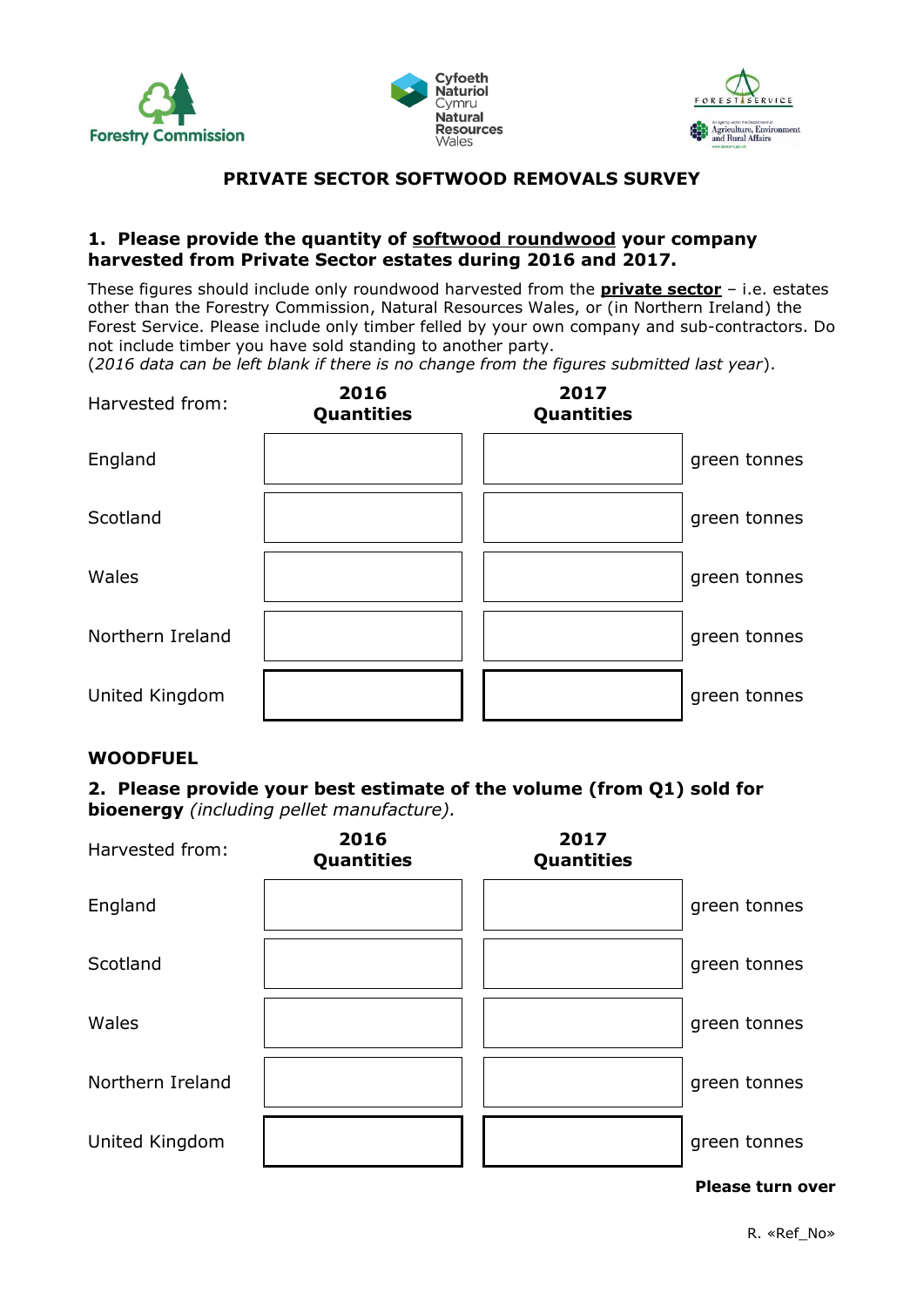Forestry Commission

Cyfoeth Naturiol Cymru
Natural Resources Wales

FOREST SERVICE
An Agency within the Department of Agriculture, Environment and Rural Affairs

# PRIVATE SECTOR SOFTWOOD REMOVALS SURVEY

## 1. Please provide the quantity of <u>softwood roundwood</u> your company harvested from Private Sector estates during 2016 and 2017.

These figures should include only roundwood harvested from the **<u>private sector</u>** – i.e. estates other than the Forestry Commission, Natural Resources Wales, or (in Northern Ireland) the Forest Service. Please include only timber felled by your own company and sub-contractors. Do not include timber you have sold standing to another party.
(*2016 data can be left blank if there is no change from the figures submitted last year*).

| Harvested from: | 2016 Quantities | 2017 Quantities | |
|---|---|---|---|
| England | | | green tonnes |
| Scotland | | | green tonnes |
| Wales | | | green tonnes |
| Northern Ireland | | | green tonnes |
| United Kingdom | | | green tonnes |

## WOODFUEL

## 2. Please provide your best estimate of the volume (from Q1) sold for bioenergy *(including pellet manufacture).*

| Harvested from: | 2016 Quantities | 2017 Quantities | |
|---|---|---|---|
| England | | | green tonnes |
| Scotland | | | green tonnes |
| Wales | | | green tonnes |
| Northern Ireland | | | green tonnes |
| United Kingdom | | | green tonnes |

**Please turn over**

R. «Ref_No»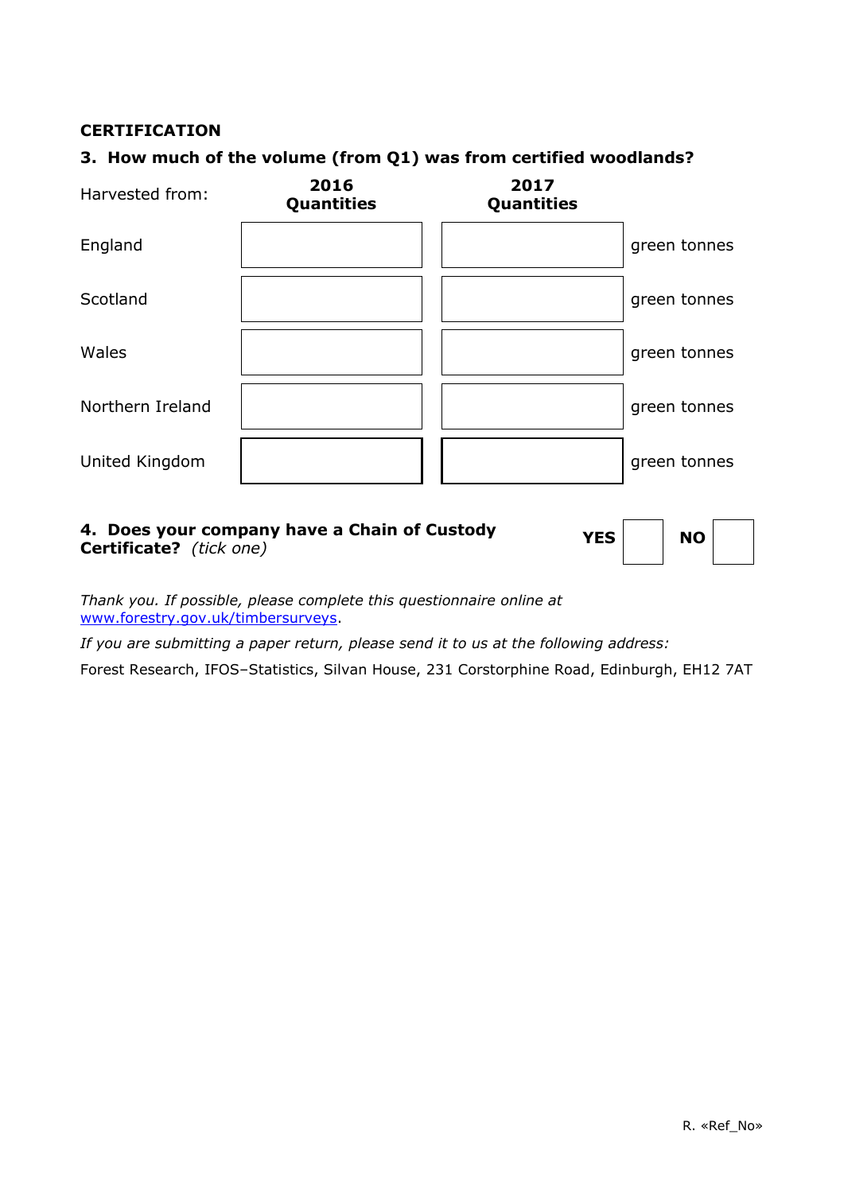## CERTIFICATION

### 3. How much of the volume (from Q1) was from certified woodlands?

| Harvested from: | 2016 Quantities | 2017 Quantities | |
|---|---|---|---|
| England | | | green tonnes |
| Scotland | | | green tonnes |
| Wales | | | green tonnes |
| Northern Ireland | | | green tonnes |
| United Kingdom | | | green tonnes |

**4. Does your company have a Chain of Custody Certificate?** *(tick one)* **YES** ☐ **NO** ☐

*Thank you. If possible, please complete this questionnaire online at* www.forestry.gov.uk/timbersurveys.

*If you are submitting a paper return, please send it to us at the following address:*

Forest Research, IFOS–Statistics, Silvan House, 231 Corstorphine Road, Edinburgh, EH12 7AT

R. «Ref_No»